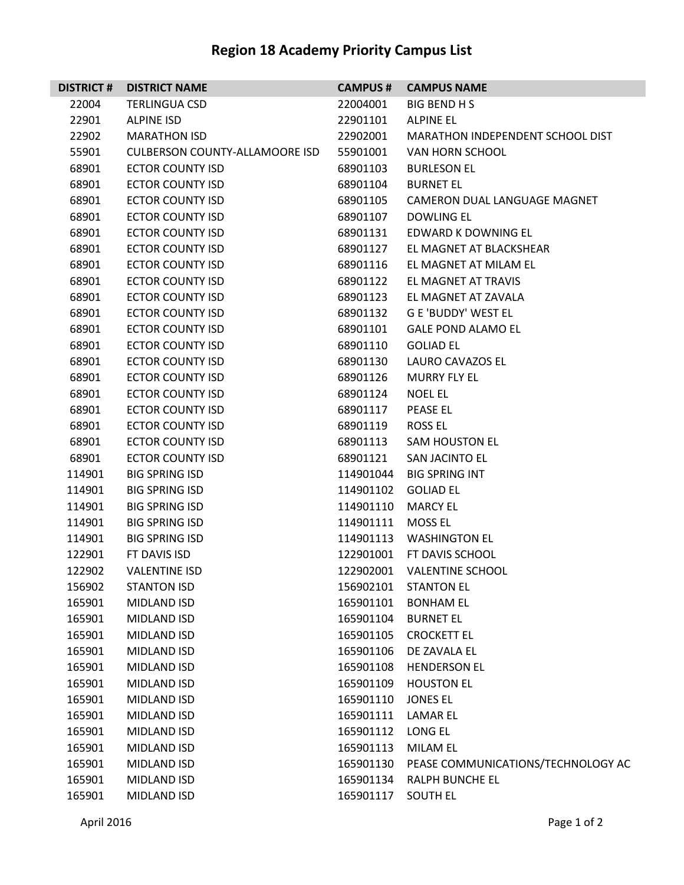# Region 18 Academy Priority Campus List

| DISTRICT # | DISTRICT NAME | CAMPUS # | CAMPUS NAME |
|---|---|---|---|
| 22004 | TERLINGUA CSD | 22004001 | BIG BEND H S |
| 22901 | ALPINE ISD | 22901101 | ALPINE EL |
| 22902 | MARATHON ISD | 22902001 | MARATHON INDEPENDENT SCHOOL DIST |
| 55901 | CULBERSON COUNTY-ALLAMOORE ISD | 55901001 | VAN HORN SCHOOL |
| 68901 | ECTOR COUNTY ISD | 68901103 | BURLESON EL |
| 68901 | ECTOR COUNTY ISD | 68901104 | BURNET EL |
| 68901 | ECTOR COUNTY ISD | 68901105 | CAMERON DUAL LANGUAGE MAGNET |
| 68901 | ECTOR COUNTY ISD | 68901107 | DOWLING EL |
| 68901 | ECTOR COUNTY ISD | 68901131 | EDWARD K DOWNING EL |
| 68901 | ECTOR COUNTY ISD | 68901127 | EL MAGNET AT BLACKSHEAR |
| 68901 | ECTOR COUNTY ISD | 68901116 | EL MAGNET AT MILAM EL |
| 68901 | ECTOR COUNTY ISD | 68901122 | EL MAGNET AT TRAVIS |
| 68901 | ECTOR COUNTY ISD | 68901123 | EL MAGNET AT ZAVALA |
| 68901 | ECTOR COUNTY ISD | 68901132 | G E 'BUDDY' WEST EL |
| 68901 | ECTOR COUNTY ISD | 68901101 | GALE POND ALAMO EL |
| 68901 | ECTOR COUNTY ISD | 68901110 | GOLIAD EL |
| 68901 | ECTOR COUNTY ISD | 68901130 | LAURO CAVAZOS EL |
| 68901 | ECTOR COUNTY ISD | 68901126 | MURRY FLY EL |
| 68901 | ECTOR COUNTY ISD | 68901124 | NOEL EL |
| 68901 | ECTOR COUNTY ISD | 68901117 | PEASE EL |
| 68901 | ECTOR COUNTY ISD | 68901119 | ROSS EL |
| 68901 | ECTOR COUNTY ISD | 68901113 | SAM HOUSTON EL |
| 68901 | ECTOR COUNTY ISD | 68901121 | SAN JACINTO EL |
| 114901 | BIG SPRING ISD | 114901044 | BIG SPRING INT |
| 114901 | BIG SPRING ISD | 114901102 | GOLIAD EL |
| 114901 | BIG SPRING ISD | 114901110 | MARCY EL |
| 114901 | BIG SPRING ISD | 114901111 | MOSS EL |
| 114901 | BIG SPRING ISD | 114901113 | WASHINGTON EL |
| 122901 | FT DAVIS ISD | 122901001 | FT DAVIS SCHOOL |
| 122902 | VALENTINE ISD | 122902001 | VALENTINE SCHOOL |
| 156902 | STANTON ISD | 156902101 | STANTON EL |
| 165901 | MIDLAND ISD | 165901101 | BONHAM EL |
| 165901 | MIDLAND ISD | 165901104 | BURNET EL |
| 165901 | MIDLAND ISD | 165901105 | CROCKETT EL |
| 165901 | MIDLAND ISD | 165901106 | DE ZAVALA EL |
| 165901 | MIDLAND ISD | 165901108 | HENDERSON EL |
| 165901 | MIDLAND ISD | 165901109 | HOUSTON EL |
| 165901 | MIDLAND ISD | 165901110 | JONES EL |
| 165901 | MIDLAND ISD | 165901111 | LAMAR EL |
| 165901 | MIDLAND ISD | 165901112 | LONG EL |
| 165901 | MIDLAND ISD | 165901113 | MILAM EL |
| 165901 | MIDLAND ISD | 165901130 | PEASE COMMUNICATIONS/TECHNOLOGY AC |
| 165901 | MIDLAND ISD | 165901134 | RALPH BUNCHE EL |
| 165901 | MIDLAND ISD | 165901117 | SOUTH EL |

April 2016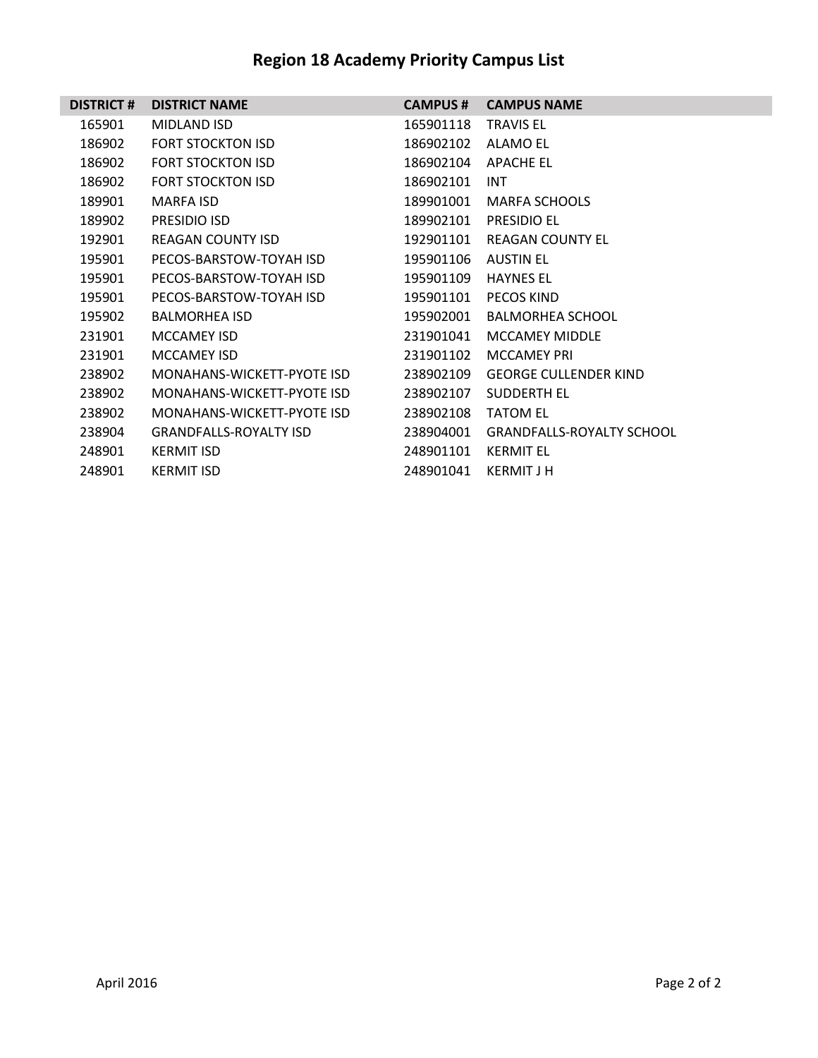# Region 18 Academy Priority Campus List

| DISTRICT # | DISTRICT NAME | CAMPUS # | CAMPUS NAME |
|---|---|---|---|
| 165901 | MIDLAND ISD | 165901118 | TRAVIS EL |
| 186902 | FORT STOCKTON ISD | 186902102 | ALAMO EL |
| 186902 | FORT STOCKTON ISD | 186902104 | APACHE EL |
| 186902 | FORT STOCKTON ISD | 186902101 | INT |
| 189901 | MARFA ISD | 189901001 | MARFA SCHOOLS |
| 189902 | PRESIDIO ISD | 189902101 | PRESIDIO EL |
| 192901 | REAGAN COUNTY ISD | 192901101 | REAGAN COUNTY EL |
| 195901 | PECOS-BARSTOW-TOYAH ISD | 195901106 | AUSTIN EL |
| 195901 | PECOS-BARSTOW-TOYAH ISD | 195901109 | HAYNES EL |
| 195901 | PECOS-BARSTOW-TOYAH ISD | 195901101 | PECOS KIND |
| 195902 | BALMORHEA ISD | 195902001 | BALMORHEA SCHOOL |
| 231901 | MCCAMEY ISD | 231901041 | MCCAMEY MIDDLE |
| 231901 | MCCAMEY ISD | 231901102 | MCCAMEY PRI |
| 238902 | MONAHANS-WICKETT-PYOTE ISD | 238902109 | GEORGE CULLENDER KIND |
| 238902 | MONAHANS-WICKETT-PYOTE ISD | 238902107 | SUDDERTH EL |
| 238902 | MONAHANS-WICKETT-PYOTE ISD | 238902108 | TATOM EL |
| 238904 | GRANDFALLS-ROYALTY ISD | 238904001 | GRANDFALLS-ROYALTY SCHOOL |
| 248901 | KERMIT ISD | 248901101 | KERMIT EL |
| 248901 | KERMIT ISD | 248901041 | KERMIT J H |

April 2016